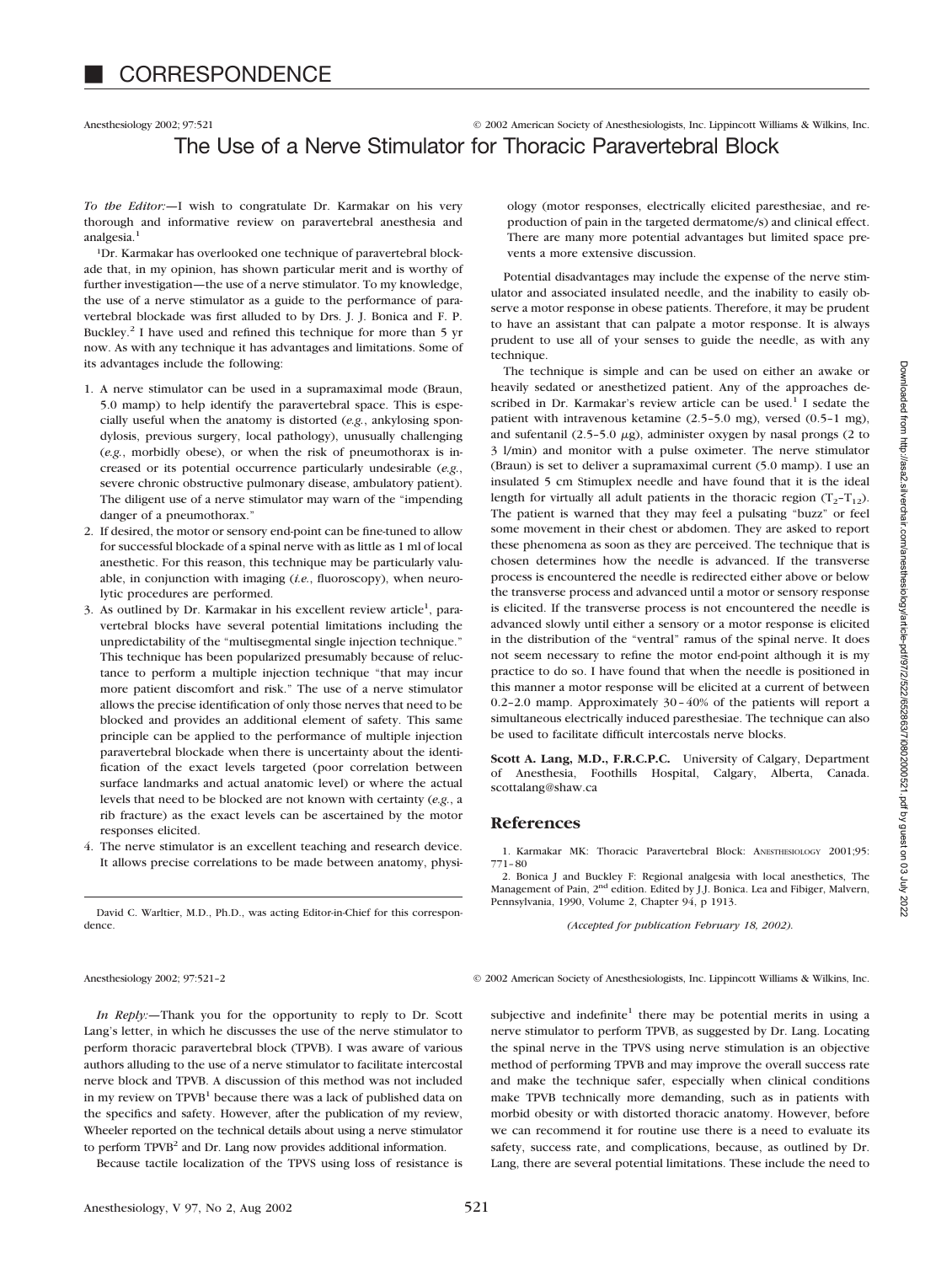# CORRESPONDENCE

## The Use of a Nerve Stimulator for Thoracic Paravertebral Block

*To the Editor:*—I wish to congratulate Dr. Karmakar on his very thorough and informative review on paravertebral anesthesia and analgesia.[1]

Dr. Karmakar has overlooked one technique of paravertebral blockade that, in my opinion, has shown particular merit and is worthy of further investigation—the use of a nerve stimulator. To my knowledge, the use of a nerve stimulator as a guide to the performance of paravertebral blockade was first alluded to by Drs. J. J. Bonica and F. P. Buckley.[2] I have used and refined this technique for more than 5 yr now. As with any technique it has advantages and limitations. Some of its advantages include the following:

1. A nerve stimulator can be used in a supramaximal mode (Braun, 5.0 mamp) to help identify the paravertebral space. This is especially useful when the anatomy is distorted (*e.g.*, ankylosing spondylosis, previous surgery, local pathology), unusually challenging (*e.g.*, morbidly obese), or when the risk of pneumothorax is increased or its potential occurrence particularly undesirable (*e.g.*, severe chronic obstructive pulmonary disease, ambulatory patient). The diligent use of a nerve stimulator may warn of the "impending danger of a pneumothorax."
2. If desired, the motor or sensory end-point can be fine-tuned to allow for successful blockade of a spinal nerve with as little as 1 ml of local anesthetic. For this reason, this technique may be particularly valuable, in conjunction with imaging (*i.e.*, fluoroscopy), when neurolytic procedures are performed.
3. As outlined by Dr. Karmakar in his excellent review article[1], paravertebral blocks have several potential limitations including the unpredictability of the "multisegmental single injection technique." This technique has been popularized presumably because of reluctance to perform a multiple injection technique "that may incur more patient discomfort and risk." The use of a nerve stimulator allows the precise identification of only those nerves that need to be blocked and provides an additional element of safety. This same principle can be applied to the performance of multiple injection paravertebral blockade when there is uncertainty about the identification of the exact levels targeted (poor correlation between surface landmarks and actual anatomic level) or where the actual levels that need to be blocked are not known with certainty (*e.g.*, a rib fracture) as the exact levels can be ascertained by the motor responses elicited.
4. The nerve stimulator is an excellent teaching and research device. It allows precise correlations to be made between anatomy, physiology (motor responses, electrically elicited paresthesiae, and reproduction of pain in the targeted dermatome/s) and clinical effect. There are many more potential advantages but limited space prevents a more extensive discussion.

Potential disadvantages may include the expense of the nerve stimulator and associated insulated needle, and the inability to easily observe a motor response in obese patients. Therefore, it may be prudent to have an assistant that can palpate a motor response. It is always prudent to use all of your senses to guide the needle, as with any technique.

The technique is simple and can be used on either an awake or heavily sedated or anesthetized patient. Any of the approaches described in Dr. Karmakar's review article can be used.[1] I sedate the patient with intravenous ketamine (2.5–5.0 mg), versed (0.5–1 mg), and sufentanil (2.5–5.0 $\mu$g), administer oxygen by nasal prongs (2 to 3 l/min) and monitor with a pulse oximeter. The nerve stimulator (Braun) is set to deliver a supramaximal current (5.0 mamp). I use an insulated 5 cm Stimuplex needle and have found that it is the ideal length for virtually all adult patients in the thoracic region ($T_2$–$T_{12}$). The patient is warned that they may feel a pulsating "buzz" or feel some movement in their chest or abdomen. They are asked to report these phenomena as soon as they are perceived. The technique that is chosen determines how the needle is advanced. If the transverse process is encountered the needle is redirected either above or below the transverse process and advanced until a motor or sensory response is elicited. If the transverse process is not encountered the needle is advanced slowly until either a sensory or a motor response is elicited in the distribution of the "ventral" ramus of the spinal nerve. It does not seem necessary to refine the motor end-point although it is my practice to do so. I have found that when the needle is positioned in this manner a motor response will be elicited at a current of between 0.2–2.0 mamp. Approximately 30–40% of the patients will report a simultaneous electrically induced paresthesiae. The technique can also be used to facilitate difficult intercostals nerve blocks.

**Scott A. Lang, M.D., F.R.C.P.C.** University of Calgary, Department of Anesthesia, Foothills Hospital, Calgary, Alberta, Canada. scottalang@shaw.ca

### References

1. Karmakar MK: Thoracic Paravertebral Block: Anesthesiology 2001;95:771–80
2. Bonica J and Buckley F: Regional analgesia with local anesthetics, The Management of Pain, 2nd edition. Edited by J.J. Bonica. Lea and Fibiger, Malvern, Pennsylvania, 1990, Volume 2, Chapter 94, p 1913.

David C. Warltier, M.D., Ph.D., was acting Editor-in-Chief for this correspondence.

*(Accepted for publication February 18, 2002).*

---

*In Reply:*—Thank you for the opportunity to reply to Dr. Scott Lang's letter, in which he discusses the use of the nerve stimulator to perform thoracic paravertebral block (TPVB). I was aware of various authors alluding to the use of a nerve stimulator to facilitate intercostal nerve block and TPVB. A discussion of this method was not included in my review on TPVB[1] because there was a lack of published data on the specifics and safety. However, after the publication of my review, Wheeler reported on the technical details about using a nerve stimulator to perform TPVB[2] and Dr. Lang now provides additional information.

Because tactile localization of the TPVS using loss of resistance is subjective and indefinite[1] there may be potential merits in using a nerve stimulator to perform TPVB, as suggested by Dr. Lang. Locating the spinal nerve in the TPVS using nerve stimulation is an objective method of performing TPVB and may improve the overall success rate and make the technique safer, especially when clinical conditions make TPVB technically more demanding, such as in patients with morbid obesity or with distorted thoracic anatomy. However, before we can recommend it for routine use there is a need to evaluate its safety, success rate, and complications, because, as outlined by Dr. Lang, there are several potential limitations. These include the need to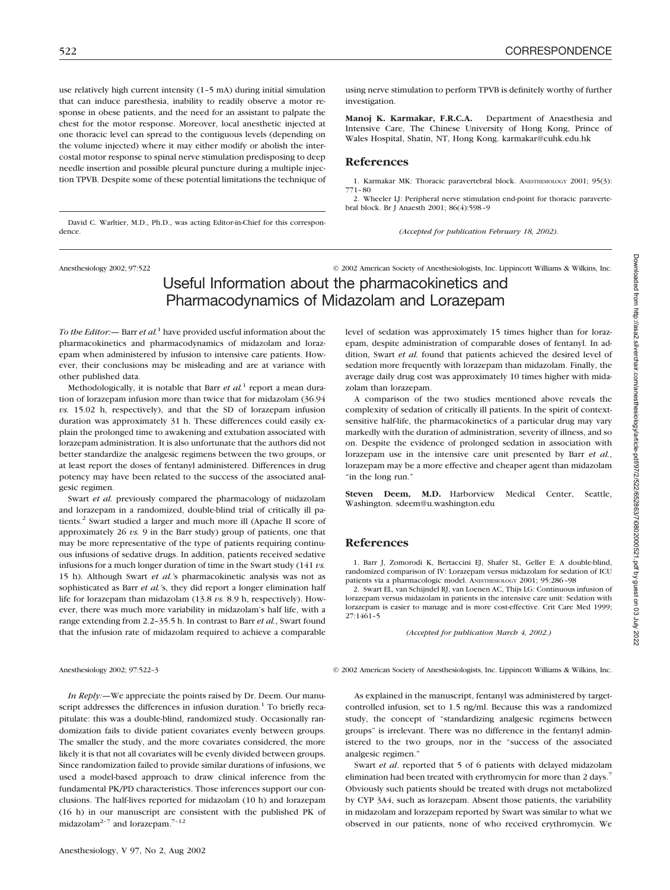use relatively high current intensity (1–5 mA) during initial simulation that can induce paresthesia, inability to readily observe a motor response in obese patients, and the need for an assistant to palpate the chest for the motor response. Moreover, local anesthetic injected at one thoracic level can spread to the contiguous levels (depending on the volume injected) where it may either modify or abolish the intercostal motor response to spinal nerve stimulation predisposing to deep needle insertion and possible pleural puncture during a multiple injection TPVB. Despite some of these potential limitations the technique of using nerve stimulation to perform TPVB is definitely worthy of further investigation.

**Manoj K. Karmakar, F.R.C.A.** Department of Anaesthesia and Intensive Care, The Chinese University of Hong Kong, Prince of Wales Hospital, Shatin, NT, Hong Kong. karmakar@cuhk.edu.hk

## References

1. Karmakar MK: Thoracic paravertebral block. ANESTHESIOLOGY 2001; 95(3): 771–80
2. Wheeler LJ: Peripheral nerve stimulation end-point for thoracic paravertebral block. Br J Anaesth 2001; 86(4):598–9

*(Accepted for publication February 18, 2002).*

David C. Warltier, M.D., Ph.D., was acting Editor-in-Chief for this correspondence.

Anesthesiology 2002; 97:522 © 2002 American Society of Anesthesiologists, Inc. Lippincott Williams & Wilkins, Inc.

# Useful Information about the pharmacokinetics and Pharmacodynamics of Midazolam and Lorazepam

*To the Editor:*— Barr *et al.*[1] have provided useful information about the pharmacokinetics and pharmacodynamics of midazolam and lorazepam when administered by infusion to intensive care patients. However, their conclusions may be misleading and are at variance with other published data.

Methodologically, it is notable that Barr *et al.*[1] report a mean duration of lorazepam infusion more than twice that for midazolam (36.94 *vs.* 15.02 h, respectively), and that the SD of lorazepam infusion duration was approximately 31 h. These differences could easily explain the prolonged time to awakening and extubation associated with lorazepam administration. It is also unfortunate that the authors did not better standardize the analgesic regimens between the two groups, or at least report the doses of fentanyl administered. Differences in drug potency may have been related to the success of the associated analgesic regimen.

Swart *et al.* previously compared the pharmacology of midazolam and lorazepam in a randomized, double-blind trial of critically ill patients.[2] Swart studied a larger and much more ill (Apache II score of approximately 26 *vs.* 9 in the Barr study) group of patients, one that may be more representative of the type of patients requiring continuous infusions of sedative drugs. In addition, patients received sedative infusions for a much longer duration of time in the Swart study (141 *vs.* 15 h). Although Swart *et al.*'s pharmacokinetic analysis was not as sophisticated as Barr *et al.*'s, they did report a longer elimination half life for lorazepam than midazolam (13.8 *vs.* 8.9 h, respectively). However, there was much more variability in midazolam's half life, with a range extending from 2.2–35.5 h. In contrast to Barr *et al.*, Swart found that the infusion rate of midazolam required to achieve a comparable level of sedation was approximately 15 times higher than for lorazepam, despite administration of comparable doses of fentanyl. In addition, Swart *et al.* found that patients achieved the desired level of sedation more frequently with lorazepam than midazolam. Finally, the average daily drug cost was approximately 10 times higher with midazolam than lorazepam.

A comparison of the two studies mentioned above reveals the complexity of sedation of critically ill patients. In the spirit of context-sensitive half-life, the pharmacokinetics of a particular drug may vary markedly with the duration of administration, severity of illness, and so on. Despite the evidence of prolonged sedation in association with lorazepam use in the intensive care unit presented by Barr *et al.*, lorazepam may be a more effective and cheaper agent than midazolam "in the long run."

**Steven Deem, M.D.** Harborview Medical Center, Seattle, Washington. sdeem@u.washington.edu

## References

1. Barr J, Zomorodi K, Bertaccini EJ, Shafer SL, Geller E: A double-blind, randomized comparison of IV: Lorazepam versus midazolam for sedation of ICU patients via a pharmacologic model. ANESTHESIOLOGY 2001; 95:286–98
2. Swart EL, van Schijndel RJ, van Loenen AC, Thijs LG: Continuous infusion of lorazepam versus midazolam in patients in the intensive care unit: Sedation with lorazepam is easier to manage and is more cost-effective. Crit Care Med 1999; 27:1461–5

*(Accepted for publication March 4, 2002.)*

Anesthesiology 2002; 97:522–3 © 2002 American Society of Anesthesiologists, Inc. Lippincott Williams & Wilkins, Inc.

*In Reply:*—We appreciate the points raised by Dr. Deem. Our manuscript addresses the differences in infusion duration.[1] To briefly recapitulate: this was a double-blind, randomized study. Occasionally randomization fails to divide patient covariates evenly between groups. The smaller the study, and the more covariates considered, the more likely it is that not all covariates will be evenly divided between groups. Since randomization failed to provide similar durations of infusions, we used a model-based approach to draw clinical inference from the fundamental PK/PD characteristics. Those inferences support our conclusions. The half-lives reported for midazolam (10 h) and lorazepam (16 h) in our manuscript are consistent with the published PK of midazolam[2–7] and lorazepam.[7–12]

As explained in the manuscript, fentanyl was administered by target-controlled infusion, set to 1.5 ng/ml. Because this was a randomized study, the concept of "standardizing analgesic regimens between groups" is irrelevant. There was no difference in the fentanyl administered to the two groups, nor in the "success of the associated analgesic regimen."

Swart *et al.* reported that 5 of 6 patients with delayed midazolam elimination had been treated with erythromycin for more than 2 days.[7] Obviously such patients should be treated with drugs not metabolized by CYP 3A4, such as lorazepam. Absent those patients, the variability in midazolam and lorazepam reported by Swart was similar to what we observed in our patients, none of who received erythromycin. We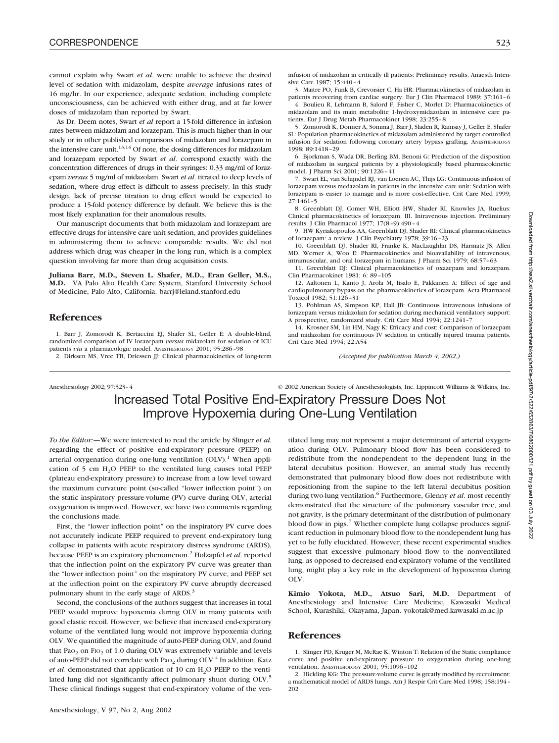cannot explain why Swart *et al.* were unable to achieve the desired level of sedation with midazolam, despite *average* infusions rates of 16 mg/hr. In our experience, adequate sedation, including complete unconsciousness, can be achieved with either drug, and at far lower doses of midazolam than reported by Swart.

As Dr. Deem notes, Swart *et al* report a 15-fold difference in infusion rates between midazolam and lorazepam. This is much higher than in our study or in other published comparisons of midazolam and lorazepam in the intensive care unit.[13,14] Of note, the dosing differences for midazolam and lorazepam reported by Swart *et al.* correspond exactly with the concentration differences of drugs in their syringes: 0.33 mg/ml of lorazepam *versus* 5 mg/ml of midazolam. Swart *et al.* titrated to deep levels of sedation, where drug effect is difficult to assess precisely. In this study design, lack of precise titration to drug effect would be expected to produce a 15-fold potency difference by default. We believe this is the most likely explanation for their anomalous results.

Our manuscript documents that both midazolam and lorazepam are effective drugs for intensive care unit sedation, and provides guidelines in administering them to achieve comparable results. We did not address which drug was cheaper in the long run, which is a complex question involving far more than drug acquisition costs.

**Juliana Barr, M.D., Steven L. Shafer, M.D., Eran Geller, M.S., M.D.** VA Palo Alto Health Care System, Stanford University School of Medicine, Palo Alto, California. barrj@leland.stanford.edu

## References

1. Barr J, Zomorodi K, Bertaccini EJ, Shafer SL, Geller E: A double-blind, randomized comparison of IV lorazepam *versus* midazolam for sedation of ICU patients *via* a pharmacologic model. Anesthesiology 2001; 95:286–98
2. Dirksen MS, Vree TB, Driessen JJ: Clinical pharmacokinetics of long-term infusion of midazolam in critically ill patients: Preliminary results. Anaesth Intensive Care 1987; 15:440–4
3. Maitre PO, Funk B, Crevoisier C, Ha HR: Pharmacokinetics of midazolam in patients recovering from cardiac surgery. Eur J Clin Pharmacol 1989; 37:161–6
4. Boulieu R, Lehmann B, Salord F, Fisher C, Morlet D: Pharmacokinetics of midazolam and its main metabolite 1-hydroxymidazolam in intensive care patients. Eur J Drug Metab Pharmacokinet 1998; 23:255–8
5. Zomorodi K, Donner A, Somma J, Barr J, Sladen R, Ramsay J, Geller E, Shafer SL: Population pharmacokinetics of midazolam administered by target controlled infusion for sedation following coronary artery bypass grafting. Anesthesiology 1998; 89:1418–29
6. Bjorkman S, Wada DR, Berling BM, Benoni G: Prediction of the disposition of midazolam in surgical patients by a physiologically based pharmacokinetic model. J Pharm Sci 2001; 90:1226–41
7. Swart EL, van Schijndel RJ, van Loenen AC, Thijs LG: Continuous infusion of lorazepam versus medazolam in patients in the intensive care unit: Sedation with lorazepam is easier to manage and is more cost-effective. Crit Care Med 1999; 27:1461–5
8. Greenblatt DJ, Comer WH, Elliott HW, Shader RI, Knowles JA, Ruelius: Clinical pharmacokinetics of lorazepam. III. Intravenous injection. Preliminary results. J Clin Pharmacol 1977; 17(8–9):490–4
9. HW Kyriakopoulos AA, Greenblatt DJ, Shader RI: Clinical pharmacokinetics of lorazepam: a review. J Clin Psychiatry 1978; 39:16–23
10. Greenblatt DJ, Shader RI, Franke K, MacLaughlin DS, Harmatz JS, Allen MD, Werner A, Woo E: Pharmacokinetics and bioavailability of intravenous, intramuscular, and oral lorazepam in humans. J Pharm Sci 1979; 68:57–63
11. Greenblatt DJ: Clinical pharmacokinetics of oxazepam and lorazepam. Clin Pharmacokinet 1981; 6: 89–105
12. Aaltonen L, Kanto J, Arola M, Iisalo E, Pakkanen A: Effect of age and cardiopulmonary bypass on the pharmacokinetics of lorazepam. Acta Pharmacol Toxicol 1982; 51:126–31
13. Pohlman AS, Simpson KP, Hall JB: Continuous intravenous infusions of lorazepam versus midazolam for sedation during mechanical ventilatory support: A prospective, randomized study. Crit Care Med 1994; 22:1241–7
14. Krosner SM, Lin HM, Nagy K: Efficacy and cost: Comparison of lorazepam and midazolam for continuous IV sedation in critically injured trauma patients. Crit Care Med 1994; 22:A54

*(Accepted for publication March 4, 2002.)*

# Increased Total Positive End-Expiratory Pressure Does Not Improve Hypoxemia during One-Lung Ventilation

*To the Editor:*—We were interested to read the article by Slinger *et al.* regarding the effect of positive end-expiratory pressure (PEEP) on arterial oxygenation during one-lung ventilation (OLV).[1] When application of 5 cm $H_2O$ PEEP to the ventilated lung causes total PEEP (plateau end-expiratory pressure) to increase from a low level toward the maximum curvature point (so-called "lower inflection point") on the static inspiratory pressure-volume (PV) curve during OLV, arterial oxygenation is improved. However, we have two comments regarding the conclusions made.

First, the "lower inflection point" on the inspiratory PV curve does not accurately indicate PEEP required to prevent end-expiratory lung collapse in patients with acute respiratory distress syndrome (ARDS), because PEEP is an expiratory phenomenon.[2] Holzapfel *et al.* reported that the inflection point on the expiratory PV curve was greater than the "lower inflection point" on the inspiratory PV curve, and PEEP set at the inflection point on the expiratory PV curve abruptly decreased pulmonary shunt in the early stage of ARDS.[3]

Second, the conclusions of the authors suggest that increases in total PEEP would improve hypoxemia during OLV in many patients with good elastic recoil. However, we believe that increased end-expiratory volume of the ventilated lung would not improve hypoxemia during OLV. We quantified the magnitude of auto-PEEP during OLV, and found that $Pa_{O_2}$ on $F_{I_{O_2}}$ of 1.0 during OLV was extremely variable and levels of auto-PEEP did not correlate with $Pa_{O_2}$ during OLV.[4] In addition, Katz *et al.* demonstrated that application of 10 cm $H_2O$ PEEP to the ventilated lung did not significantly affect pulmonary shunt during OLV.[5] These clinical findings suggest that end-expiratory volume of the ventilated lung may not represent a major determinant of arterial oxygenation during OLV. Pulmonary blood flow has been considered to redistribute from the nondependent to the dependent lung in the lateral decubitus position. However, an animal study has recently demonstrated that pulmonary blood flow does not redistribute with repositioning from the supine to the left lateral decubitus position during two-lung ventilation.[6] Furthermore, Glenny *et al.* most recently demonstrated that the structure of the pulmonary vascular tree, and not gravity, is the primary determinant of the distribution of pulmonary blood flow in pigs.[7] Whether complete lung collapse produces significant reduction in pulmonary blood flow to the nondependent lung has yet to be fully elucidated. However, these recent experimental studies suggest that excessive pulmonary blood flow to the nonventilated lung, as opposed to decreased end-expiratory volume of the ventilated lung, might play a key role in the development of hypoxemia during OLV.

**Kimio Yokota, M.D., Atsuo Sari, M.D.** Department of Anesthesiology and Intensive Care Medicine, Kawasaki Medical School, Kurashiki, Okayama, Japan. yokotak@med.kawasaki-m.ac.jp

## References

1. Slinger PD, Kruger M, McRae K, Winton T: Relation of the Static compliance curve and positive end-expiratory pressure to oxygenation during one-lung ventilation. Anesthesiology 2001; 95:1096–102
2. Hickling KG: The pressure-volume curve is greatly modified by recruitment: a mathematical model of ARDS lungs. Am J Respir Crit Care Med 1998; 158:194–202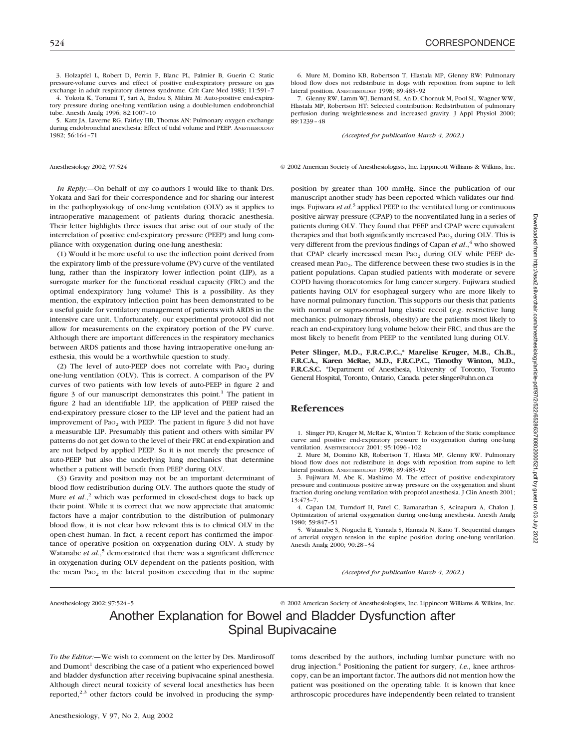3. Holzapfel L, Robert D, Perrin F, Blanc PL, Palmier B, Guerin C: Static pressure-volume curves and effect of positive end-expiratory pressure on gas exchange in adult respiratory distress syndrome. Crit Care Med 1983; 11:591–7

4. Yokota K, Toriumi T, Sari A, Endou S, Mihira M: Auto-positive end-expiratory pressure during one-lung ventilation using a double-lumen endobronchial tube. Anesth Analg 1996; 82:1007–10

5. Katz JA, Laverne RG, Fairley HB, Thomas AN: Pulmonary oxygen exchange during endobronchial anesthesia: Effect of tidal volume and PEEP. ANESTHESIOLOGY 1982; 56:164–71

6. Mure M, Domino KB, Robertson T, Hlastala MP, Glenny RW: Pulmonary blood flow does not redistribute in dogs with reposition from supine to left lateral position. ANESTHESIOLOGY 1998; 89:483–92

7. Glenny RW, Lamm WJ, Bernard SL, An D, Chornuk M, Pool SL, Wagner WW, Hlastala MP, Robertson HT: Selected contribution: Redistribution of pulmonary perfusion during weightlessness and increased gravity. J Appl Physiol 2000; 89:1239–48

*(Accepted for publication March 4, 2002.)*

Anesthesiology 2002; 97:524 © 2002 American Society of Anesthesiologists, Inc. Lippincott Williams & Wilkins, Inc.

*In Reply:*—On behalf of my co-authors I would like to thank Drs. Yokata and Sari for their correspondence and for sharing our interest in the pathophysiology of one-lung ventilation (OLV) as it applies to intraoperative management of patients during thoracic anesthesia. Their letter highlights three issues that arise out of our study of the interrelation of positive end-expiratory pressure (PEEP) and lung compliance with oxygenation during one-lung anesthesia:

(1) Would it be more useful to use the inflection point derived from the expiratory limb of the pressure-volume (PV) curve of the ventilated lung, rather than the inspiratory lower inflection point (LIP), as a surrogate marker for the functional residual capacity (FRC) and the optimal endexpiratory lung volume? This is a possibility. As they mention, the expiratory inflection point has been demonstrated to be a useful guide for ventilatory management of patients with ARDS in the intensive care unit. Unfortunately, our experimental protocol did not allow for measurements on the expiratory portion of the PV curve. Although there are important differences in the respiratory mechanics between ARDS patients and those having intraoperative one-lung anesthesia, this would be a worthwhile question to study.

(2) The level of auto-PEEP does not correlate with $Pa_{O_2}$ during one-lung ventilation (OLV). This is correct. A comparison of the PV curves of two patients with low levels of auto-PEEP in figure 2 and figure 3 of our manuscript demonstrates this point.[1] The patient in figure 2 had an identifiable LIP, the application of PEEP raised the end-expiratory pressure closer to the LIP level and the patient had an improvement of $Pa_{O_2}$ with PEEP. The patient in figure 3 did not have a measurable LIP. Presumably this patient and others with similar PV patterns do not get down to the level of their FRC at end-expiration and are not helped by applied PEEP. So it is not merely the presence of auto-PEEP but also the underlying lung mechanics that determine whether a patient will benefit from PEEP during OLV.

(3) Gravity and position may not be an important determinant of blood flow redistribution during OLV. The authors quote the study of Mure *et al.*,[2] which was performed in closed-chest dogs to back up their point. While it is correct that we now appreciate that anatomic factors have a major contribution to the distribution of pulmonary blood flow, it is not clear how relevant this is to clinical OLV in the open-chest human. In fact, a recent report has confirmed the importance of operative position on oxygenation during OLV. A study by Watanabe *et al.*,[5] demonstrated that there was a significant difference in oxygenation during OLV dependent on the patients position, with the mean $Pa_{O_2}$ in the lateral position exceeding that in the supine position by greater than 100 mmHg. Since the publication of our manuscript another study has been reported which validates our findings. Fujiwara *et al.*[3] applied PEEP to the ventilated lung or continuous positive airway pressure (CPAP) to the nonventilated lung in a series of patients during OLV. They found that PEEP and CPAP were equivalent therapies and that both significantly increased $Pa_{O_2}$ during OLV. This is very different from the previous findings of Capan *et al.*,[4] who showed that CPAP clearly increased mean $Pa_{O_2}$ during OLV while PEEP decreased mean $Pa_{O_2}$. The difference between these two studies is in the patient populations. Capan studied patients with moderate or severe COPD having thoracotomies for lung cancer surgery. Fujiwara studied patients having OLV for esophageal surgery who are more likely to have normal pulmonary function. This supports our thesis that patients with normal or supra-normal lung elastic recoil (*e.g.* restrictive lung mechanics: pulmonary fibrosis, obesity) are the patients most likely to reach an end-expiratory lung volume below their FRC, and thus are the most likely to benefit from PEEP to the ventilated lung during OLV.

**Peter Slinger, M.D., F.R.C.P.C.,\* Marelise Kruger, M.B., Ch.B., F.R.C.A., Karen McRae, M.D., F.R.C.P.C., Timothy Winton, M.D., F.R.C.S.C.** \*Department of Anesthesia, University of Toronto, Toronto General Hospital, Toronto, Ontario, Canada. peter.slinger@uhn.on.ca

## References

1. Slinger PD, Kruger M, McRae K, Winton T: Relation of the Static compliance curve and positive end-expiratory pressure to oxygenation during one-lung ventilation. ANESTHESIOLOGY 2001; 95:1096–102

2. Mure M, Domino KB, Robertson T, Hlasta MP, Glenny RW. Pulmonary blood flow does not redistribute in dogs with reposition from supine to left lateral position. ANESTHESIOLOGY 1998; 89:483–92

3. Fujiwara M, Abe K, Mashimo M. The effect of positive end-expiratory pressure and continuous positive airway pressure on the oxygenation and shunt fraction during onelung ventilation with propofol anesthesia. J Clin Anesth 2001; 13:473–7.

4. Capan LM, Turndorf H, Patel C, Ramanathan S, Acinapura A, Chalon J. Optimization of arterial oxygenation during one-lung anesthesia. Anesth Analg 1980; 59:847–51

5. Watanabe S, Noguchi E, Yamada S, Hamada N, Kano T. Sequential changes of arterial oxygen tension in the supine position during one-lung ventilation. Anesth Analg 2000; 90:28–34

*(Accepted for publication March 4, 2002.)*

Anesthesiology 2002; 97:524–5 © 2002 American Society of Anesthesiologists, Inc. Lippincott Williams & Wilkins, Inc.

# Another Explanation for Bowel and Bladder Dysfunction after Spinal Bupivacaine

*To the Editor:*—We wish to comment on the letter by Drs. Mardirosoff and Dumont[1] describing the case of a patient who experienced bowel and bladder dysfunction after receiving bupivacaine spinal anesthesia. Although direct neural toxicity of several local anesthetics has been reported,[2,3] other factors could be involved in producing the symptoms described by the authors, including lumbar puncture with no drug injection.[4] Positioning the patient for surgery, *i.e.*, knee arthroscopy, can be an important factor. The authors did not mention how the patient was positioned on the operating table. It is known that knee arthroscopic procedures have independently been related to transient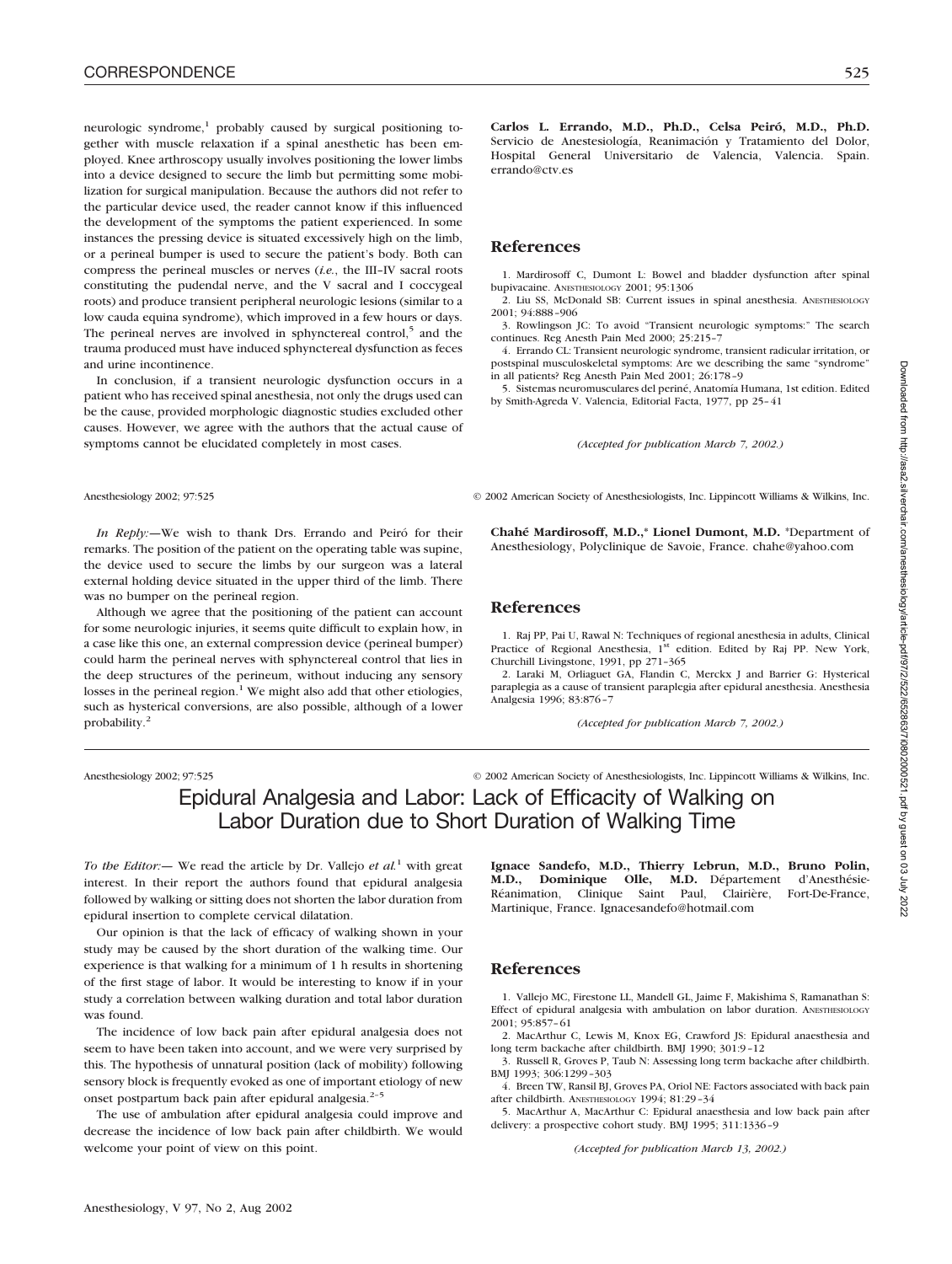neurologic syndrome,[1] probably caused by surgical positioning together with muscle relaxation if a spinal anesthetic has been employed. Knee arthroscopy usually involves positioning the lower limbs into a device designed to secure the limb but permitting some mobilization for surgical manipulation. Because the authors did not refer to the particular device used, the reader cannot know if this influenced the development of the symptoms the patient experienced. In some instances the pressing device is situated excessively high on the limb, or a perineal bumper is used to secure the patient's body. Both can compress the perineal muscles or nerves (*i.e.*, the III–IV sacral roots constituting the pudendal nerve, and the V sacral and I coccygeal roots) and produce transient peripheral neurologic lesions (similar to a low cauda equina syndrome), which improved in a few hours or days. The perineal nerves are involved in sphynctereal control,[5] and the trauma produced must have induced sphynctereal dysfunction as feces and urine incontinence.

In conclusion, if a transient neurologic dysfunction occurs in a patient who has received spinal anesthesia, not only the drugs used can be the cause, provided morphologic diagnostic studies excluded other causes. However, we agree with the authors that the actual cause of symptoms cannot be elucidated completely in most cases.

**Carlos L. Errando, M.D., Ph.D., Celsa Peiró, M.D., Ph.D.** Servicio de Anestesiología, Reanimación y Tratamiento del Dolor, Hospital General Universitario de Valencia, Valencia. Spain. errando@ctv.es

## References

1. Mardirosoff C, Dumont L: Bowel and bladder dysfunction after spinal bupivacaine. Anesthesiology 2001; 95:1306
2. Liu SS, McDonald SB: Current issues in spinal anesthesia. Anesthesiology 2001; 94:888–906
3. Rowlingson JC: To avoid "Transient neurologic symptoms:" The search continues. Reg Anesth Pain Med 2000; 25:215–7
4. Errando CL: Transient neurologic syndrome, transient radicular irritation, or postspinal musculoskeletal symptoms: Are we describing the same "syndrome" in all patients? Reg Anesth Pain Med 2001; 26:178–9
5. Sistemas neuromusculares del periné, Anatomía Humana, 1st edition. Edited by Smith-Agreda V. Valencia, Editorial Facta, 1977, pp 25–41

*(Accepted for publication March 7, 2002.)*

*In Reply:*—We wish to thank Drs. Errando and Peiró for their remarks. The position of the patient on the operating table was supine, the device used to secure the limbs by our surgeon was a lateral external holding device situated in the upper third of the limb. There was no bumper on the perineal region.

Although we agree that the positioning of the patient can account for some neurologic injuries, it seems quite difficult to explain how, in a case like this one, an external compression device (perineal bumper) could harm the perineal nerves with sphynctereal control that lies in the deep structures of the perineum, without inducing any sensory losses in the perineal region.[1] We might also add that other etiologies, such as hysterical conversions, are also possible, although of a lower probability.[2]

**Chahé Mardirosoff, M.D.,\* Lionel Dumont, M.D.** \*Department of Anesthesiology, Polyclinique de Savoie, France. chahe@yahoo.com

## References

1. Raj PP, Pai U, Rawal N: Techniques of regional anesthesia in adults, Clinical Practice of Regional Anesthesia, 1st edition. Edited by Raj PP. New York, Churchill Livingstone, 1991, pp 271–365
2. Laraki M, Orliaguet GA, Flandin C, Merckx J and Barrier G: Hysterical paraplegia as a cause of transient paraplegia after epidural anesthesia. Anesthesia Analgesia 1996; 83:876–7

*(Accepted for publication March 7, 2002.)*

# Epidural Analgesia and Labor: Lack of Efficacity of Walking on Labor Duration due to Short Duration of Walking Time

*To the Editor:*— We read the article by Dr. Vallejo *et al.*[1] with great interest. In their report the authors found that epidural analgesia followed by walking or sitting does not shorten the labor duration from epidural insertion to complete cervical dilatation.

Our opinion is that the lack of efficacy of walking shown in your study may be caused by the short duration of the walking time. Our experience is that walking for a minimum of 1 h results in shortening of the first stage of labor. It would be interesting to know if in your study a correlation between walking duration and total labor duration was found.

The incidence of low back pain after epidural analgesia does not seem to have been taken into account, and we were very surprised by this. The hypothesis of unnatural position (lack of mobility) following sensory block is frequently evoked as one of important etiology of new onset postpartum back pain after epidural analgesia.[2–5]

The use of ambulation after epidural analgesia could improve and decrease the incidence of low back pain after childbirth. We would welcome your point of view on this point.

**Ignace Sandefo, M.D., Thierry Lebrun, M.D., Bruno Polin, M.D., Dominique Olle, M.D.** Département d'Anesthésie-Réanimation, Clinique Saint Paul, Clairière, Fort-De-France, Martinique, France. Ignacesandefo@hotmail.com

## References

1. Vallejo MC, Firestone LL, Mandell GL, Jaime F, Makishima S, Ramanathan S: Effect of epidural analgesia with ambulation on labor duration. Anesthesiology 2001; 95:857–61
2. MacArthur C, Lewis M, Knox EG, Crawford JS: Epidural anaesthesia and long term backache after childbirth. BMJ 1990; 301:9–12
3. Russell R, Groves P, Taub N: Assessing long term backache after childbirth. BMJ 1993; 306:1299–303
4. Breen TW, Ransil BJ, Groves PA, Oriol NE: Factors associated with back pain after childbirth. Anesthesiology 1994; 81:29–34
5. MacArthur A, MacArthur C: Epidural anaesthesia and low back pain after delivery: a prospective cohort study. BMJ 1995; 311:1336–9

*(Accepted for publication March 13, 2002.)*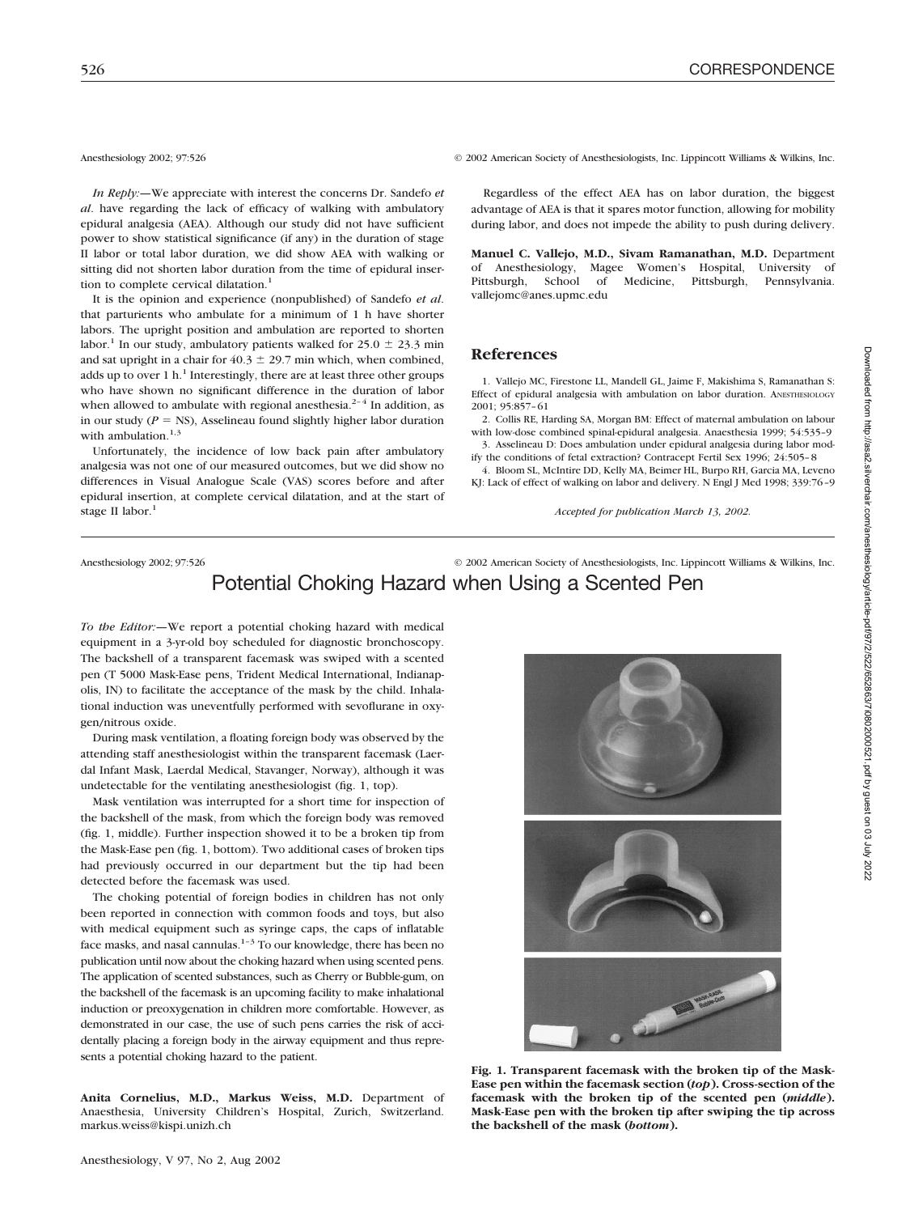Anesthesiology 2002; 97:526 © 2002 American Society of Anesthesiologists, Inc. Lippincott Williams & Wilkins, Inc.

*In Reply:*—We appreciate with interest the concerns Dr. Sandefo *et al*. have regarding the lack of efficacy of walking with ambulatory epidural analgesia (AEA). Although our study did not have sufficient power to show statistical significance (if any) in the duration of stage II labor or total labor duration, we did show AEA with walking or sitting did not shorten labor duration from the time of epidural insertion to complete cervical dilatation.[1]

It is the opinion and experience (nonpublished) of Sandefo *et al*. that parturients who ambulate for a minimum of 1 h have shorter labors. The upright position and ambulation are reported to shorten labor.[1] In our study, ambulatory patients walked for $25.0 \pm 23.3$ min and sat upright in a chair for $40.3 \pm 29.7$ min which, when combined, adds up to over 1 h.[1] Interestingly, there are at least three other groups who have shown no significant difference in the duration of labor when allowed to ambulate with regional anesthesia.[2–4] In addition, as in our study ($P$ = NS), Asselineau found slightly higher labor duration with ambulation.[1,3]

Unfortunately, the incidence of low back pain after ambulatory analgesia was not one of our measured outcomes, but we did show no differences in Visual Analogue Scale (VAS) scores before and after epidural insertion, at complete cervical dilatation, and at the start of stage II labor.[1]

Regardless of the effect AEA has on labor duration, the biggest advantage of AEA is that it spares motor function, allowing for mobility during labor, and does not impede the ability to push during delivery.

**Manuel C. Vallejo, M.D., Sivam Ramanathan, M.D.** Department of Anesthesiology, Magee Women's Hospital, University of Pittsburgh, School of Medicine, Pittsburgh, Pennsylvania. vallejomc@anes.upmc.edu

## References

1. Vallejo MC, Firestone LL, Mandell GL, Jaime F, Makishima S, Ramanathan S: Effect of epidural analgesia with ambulation on labor duration. Anesthesiology 2001; 95:857–61
2. Collis RE, Harding SA, Morgan BM: Effect of maternal ambulation on labour with low-dose combined spinal-epidural analgesia. Anaesthesia 1999; 54:535–9
3. Asselineau D: Does ambulation under epidural analgesia during labor modify the conditions of fetal extraction? Contracept Fertil Sex 1996; 24:505–8
4. Bloom SL, McIntire DD, Kelly MA, Beimer HL, Burpo RH, Garcia MA, Leveno KJ: Lack of effect of walking on labor and delivery. N Engl J Med 1998; 339:76–9

*Accepted for publication March 13, 2002.*

Anesthesiology 2002; 97:526 © 2002 American Society of Anesthesiologists, Inc. Lippincott Williams & Wilkins, Inc.

# Potential Choking Hazard when Using a Scented Pen

*To the Editor:*—We report a potential choking hazard with medical equipment in a 3-yr-old boy scheduled for diagnostic bronchoscopy. The backshell of a transparent facemask was swiped with a scented pen (T 5000 Mask-Ease pens, Trident Medical International, Indianapolis, IN) to facilitate the acceptance of the mask by the child. Inhalational induction was uneventfully performed with sevoflurane in oxygen/nitrous oxide.

During mask ventilation, a floating foreign body was observed by the attending staff anesthesiologist within the transparent facemask (Laerdal Infant Mask, Laerdal Medical, Stavanger, Norway), although it was undetectable for the ventilating anesthesiologist (fig. 1, top).

Mask ventilation was interrupted for a short time for inspection of the backshell of the mask, from which the foreign body was removed (fig. 1, middle). Further inspection showed it to be a broken tip from the Mask-Ease pen (fig. 1, bottom). Two additional cases of broken tips had previously occurred in our department but the tip had been detected before the facemask was used.

The choking potential of foreign bodies in children has not only been reported in connection with common foods and toys, but also with medical equipment such as syringe caps, the caps of inflatable face masks, and nasal cannulas.[1–3] To our knowledge, there has been no publication until now about the choking hazard when using scented pens. The application of scented substances, such as Cherry or Bubble-gum, on the backshell of the facemask is an upcoming facility to make inhalational induction or preoxygenation in children more comfortable. However, as demonstrated in our case, the use of such pens carries the risk of accidentally placing a foreign body in the airway equipment and thus represents a potential choking hazard to the patient.

**Anita Cornelius, M.D., Markus Weiss, M.D.** Department of Anaesthesia, University Children's Hospital, Zurich, Switzerland. markus.weiss@kispi.unizh.ch

**Fig. 1. Transparent facemask with the broken tip of the Mask-Ease pen within the facemask section (*top*). Cross-section of the facemask with the broken tip of the scented pen (*middle*). Mask-Ease pen with the broken tip after swiping the tip across the backshell of the mask (*bottom*).**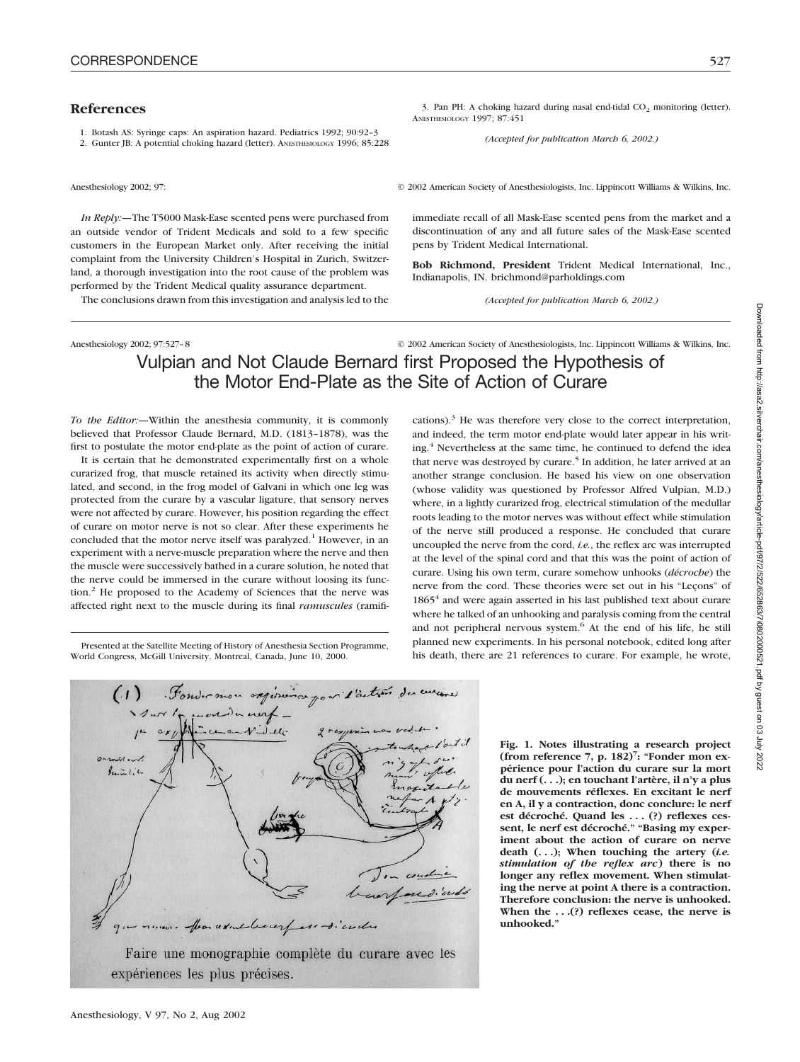## References

1. Botash AS: Syringe caps: An aspiration hazard. Pediatrics 1992; 90:92–3
2. Gunter JB: A potential choking hazard (letter). Anesthesiology 1996; 85:228
3. Pan PH: A choking hazard during nasal end-tidal $CO_2$ monitoring (letter). Anesthesiology 1997; 87:451

*(Accepted for publication March 6, 2002.)*

Anesthesiology 2002; 97:

© 2002 American Society of Anesthesiologists, Inc. Lippincott Williams & Wilkins, Inc.

*In Reply:*—The T5000 Mask-Ease scented pens were purchased from an outside vendor of Trident Medicals and sold to a few specific customers in the European Market only. After receiving the initial complaint from the University Children's Hospital in Zurich, Switzerland, a thorough investigation into the root cause of the problem was performed by the Trident Medical quality assurance department.

The conclusions drawn from this investigation and analysis led to the immediate recall of all Mask-Ease scented pens from the market and a discontinuation of any and all future sales of the Mask-Ease scented pens by Trident Medical International.

**Bob Richmond, President** Trident Medical International, Inc., Indianapolis, IN. brichmond@parholdings.com

*(Accepted for publication March 6, 2002.)*

Anesthesiology 2002; 97:527–8

© 2002 American Society of Anesthesiologists, Inc. Lippincott Williams & Wilkins, Inc.

# Vulpian and Not Claude Bernard first Proposed the Hypothesis of the Motor End-Plate as the Site of Action of Curare

*To the Editor:*—Within the anesthesia community, it is commonly believed that Professor Claude Bernard, M.D. (1813–1878), was the first to postulate the motor end-plate as the point of action of curare.

It is certain that he demonstrated experimentally first on a whole curarized frog, that muscle retained its activity when directly stimulated, and second, in the frog model of Galvani in which one leg was protected from the curare by a vascular ligature, that sensory nerves were not affected by curare. However, his position regarding the effect of curare on motor nerve is not so clear. After these experiments he concluded that the motor nerve itself was paralyzed.[1] However, in an experiment with a nerve-muscle preparation where the nerve and then the muscle were successively bathed in a curare solution, he noted that the nerve could be immersed in the curare without loosing its function.[2] He proposed to the Academy of Sciences that the nerve was affected right next to the muscle during its final *ramuscules* (ramifications).[3] He was therefore very close to the correct interpretation, and indeed, the term motor end-plate would later appear in his writing.[4] Nevertheless at the same time, he continued to defend the idea that nerve was destroyed by curare.[5] In addition, he later arrived at an another strange conclusion. He based his view on one observation (whose validity was questioned by Professor Alfred Vulpian, M.D.) where, in a lightly curarized frog, electrical stimulation of the medullar roots leading to the motor nerves was without effect while stimulation of the nerve still produced a response. He concluded that curare uncoupled the nerve from the cord, *i.e.*, the reflex arc was interrupted at the level of the spinal cord and that this was the point of action of curare. Using his own term, curare somehow unhooks (*décroche*) the nerve from the cord. These theories were set out in his "Leçons" of 1865[4] and were again asserted in his last published text about curare where he talked of an unhooking and paralysis coming from the central and not peripheral nervous system.[6] At the end of his life, he still planned new experiments. In his personal notebook, edited long after his death, there are 21 references to curare. For example, he wrote,

Presented at the Satellite Meeting of History of Anesthesia Section Programme, World Congress, McGill University, Montreal, Canada, June 10, 2000.

Faire une monographie complète du curare avec les expériences les plus précises.

**Fig. 1. Notes illustrating a research project (from reference 7, p. 182)[7]: "Fonder mon expérience pour l'action du curare sur la mort du nerf (. . .); en touchant l'artère, il n'y a plus de mouvements réflexes. En excitant le nerf en A, il y a contraction, donc conclure: le nerf est décroché. Quand les . . . (?) reflexes cessent, le nerf est décroché." "Basing my experiment about the action of curare on nerve death (. . .); When touching the artery (*i.e. stimulation of the reflex arc*) there is no longer any reflex movement. When stimulating the nerve at point A there is a contraction. Therefore conclusion: the nerve is unhooked. When the . . .(?) reflexes cease, the nerve is unhooked."**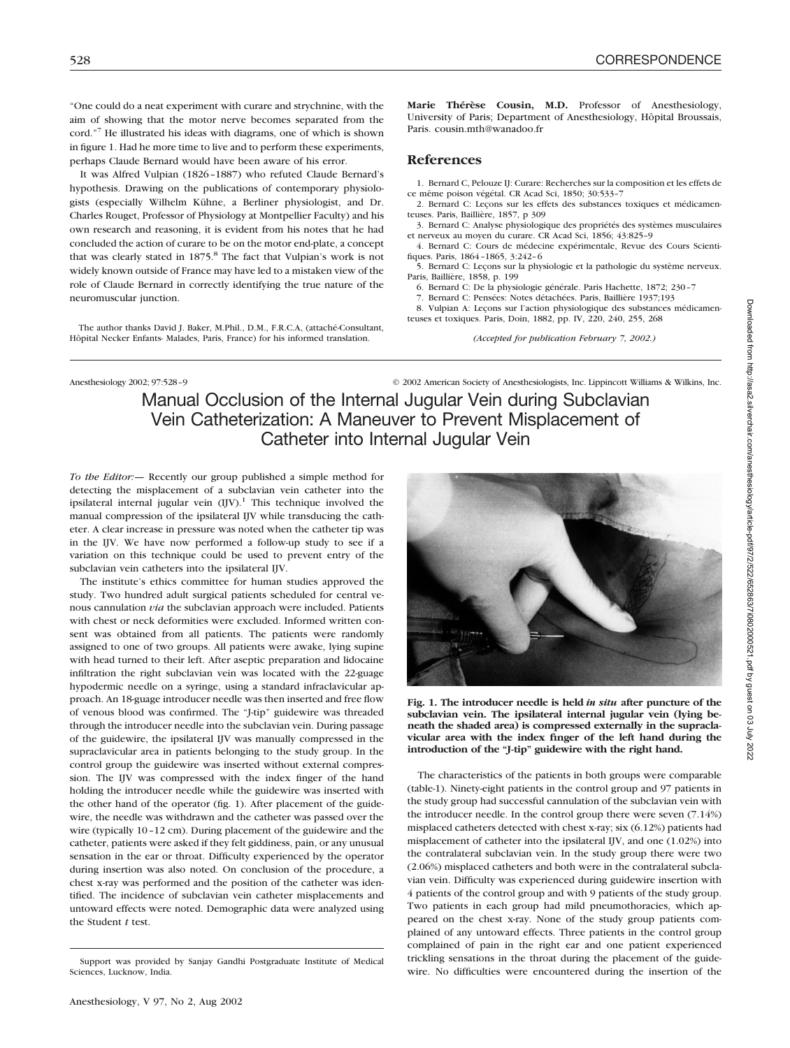"One could do a neat experiment with curare and strychnine, with the aim of showing that the motor nerve becomes separated from the cord."[7] He illustrated his ideas with diagrams, one of which is shown in figure 1. Had he more time to live and to perform these experiments, perhaps Claude Bernard would have been aware of his error.

It was Alfred Vulpian (1826–1887) who refuted Claude Bernard's hypothesis. Drawing on the publications of contemporary physiologists (especially Wilhelm Kühne, a Berliner physiologist, and Dr. Charles Rouget, Professor of Physiology at Montpellier Faculty) and his own research and reasoning, it is evident from his notes that he had concluded the action of curare to be on the motor end-plate, a concept that was clearly stated in 1875.[8] The fact that Vulpian's work is not widely known outside of France may have led to a mistaken view of the role of Claude Bernard in correctly identifying the true nature of the neuromuscular junction.

The author thanks David J. Baker, M.Phil., D.M., F.R.C.A, (attaché-Consultant, Hôpital Necker Enfants- Malades, Paris, France) for his informed translation.

**Marie Thérèse Cousin, M.D.** Professor of Anesthesiology, University of Paris; Department of Anesthesiology, Hôpital Broussais, Paris. cousin.mth@wanadoo.fr

## References

1. Bernard C, Pelouze IJ: Curare: Recherches sur la composition et les effets de ce même poison végétal. CR Acad Sci, 1850; 30:533–7
2. Bernard C: Leçons sur les effets des substances toxiques et médicamenteuses. Paris, Baillière, 1857, p 309
3. Bernard C: Analyse physiologique des propriétés des systèmes musculaires et nerveux au moyen du curare. CR Acad Sci, 1856; 43:825–9
4. Bernard C: Cours de médecine expérimentale, Revue des Cours Scientifiques. Paris, 1864–1865, 3:242–6
5. Bernard C: Leçons sur la physiologie et la pathologie du système nerveux. Paris, Baillière, 1858, p. 199
6. Bernard C: De la physiologie générale. Paris Hachette, 1872; 230–7
7. Bernard C: Pensées: Notes détachées. Paris, Baillière 1937;193
8. Vulpian A: Leçons sur l'action physiologique des substances médicamenteuses et toxiques. Paris, Doin, 1882, pp. IV, 220, 240, 255, 268

*(Accepted for publication February 7, 2002.)*

---

# Manual Occlusion of the Internal Jugular Vein during Subclavian Vein Catheterization: A Maneuver to Prevent Misplacement of Catheter into Internal Jugular Vein

*To the Editor:*— Recently our group published a simple method for detecting the misplacement of a subclavian vein catheter into the ipsilateral internal jugular vein (IJV).[1] This technique involved the manual compression of the ipsilateral IJV while transducing the catheter. A clear increase in pressure was noted when the catheter tip was in the IJV. We have now performed a follow-up study to see if a variation on this technique could be used to prevent entry of the subclavian vein catheters into the ipsilateral IJV.

The institute's ethics committee for human studies approved the study. Two hundred adult surgical patients scheduled for central venous cannulation *via* the subclavian approach were included. Patients with chest or neck deformities were excluded. Informed written consent was obtained from all patients. The patients were randomly assigned to one of two groups. All patients were awake, lying supine with head turned to their left. After aseptic preparation and lidocaine infiltration the right subclavian vein was located with the 22-guage hypodermic needle on a syringe, using a standard infraclavicular approach. An 18-guage introducer needle was then inserted and free flow of venous blood was confirmed. The "J-tip" guidewire was threaded through the introducer needle into the subclavian vein. During passage of the guidewire, the ipsilateral IJV was manually compressed in the supraclavicular area in patients belonging to the study group. In the control group the guidewire was inserted without external compression. The IJV was compressed with the index finger of the hand holding the introducer needle while the guidewire was inserted with the other hand of the operator (fig. 1). After placement of the guidewire, the needle was withdrawn and the catheter was passed over the wire (typically 10–12 cm). During placement of the guidewire and the catheter, patients were asked if they felt giddiness, pain, or any unusual sensation in the ear or throat. Difficulty experienced by the operator during insertion was also noted. On conclusion of the procedure, a chest x-ray was performed and the position of the catheter was identified. The incidence of subclavian vein catheter misplacements and untoward effects were noted. Demographic data were analyzed using the Student *t* test.

Support was provided by Sanjay Gandhi Postgraduate Institute of Medical Sciences, Lucknow, India.

**Fig. 1. The introducer needle is held *in situ* after puncture of the subclavian vein. The ipsilateral internal jugular vein (lying beneath the shaded area) is compressed externally in the supraclavicular area with the index finger of the left hand during the introduction of the "J-tip" guidewire with the right hand.**

The characteristics of the patients in both groups were comparable (table-1). Ninety-eight patients in the control group and 97 patients in the study group had successful cannulation of the subclavian vein with the introducer needle. In the control group there were seven (7.14%) misplaced catheters detected with chest x-ray; six (6.12%) patients had misplacement of catheter into the ipsilateral IJV, and one (1.02%) into the contralateral subclavian vein. In the study group there were two (2.06%) misplaced catheters and both were in the contralateral subclavian vein. Difficulty was experienced during guidewire insertion with 4 patients of the control group and with 9 patients of the study group. Two patients in each group had mild pneumothoracies, which appeared on the chest x-ray. None of the study group patients complained of any untoward effects. Three patients in the control group complained of pain in the right ear and one patient experienced trickling sensations in the throat during the placement of the guidewire. No difficulties were encountered during the insertion of the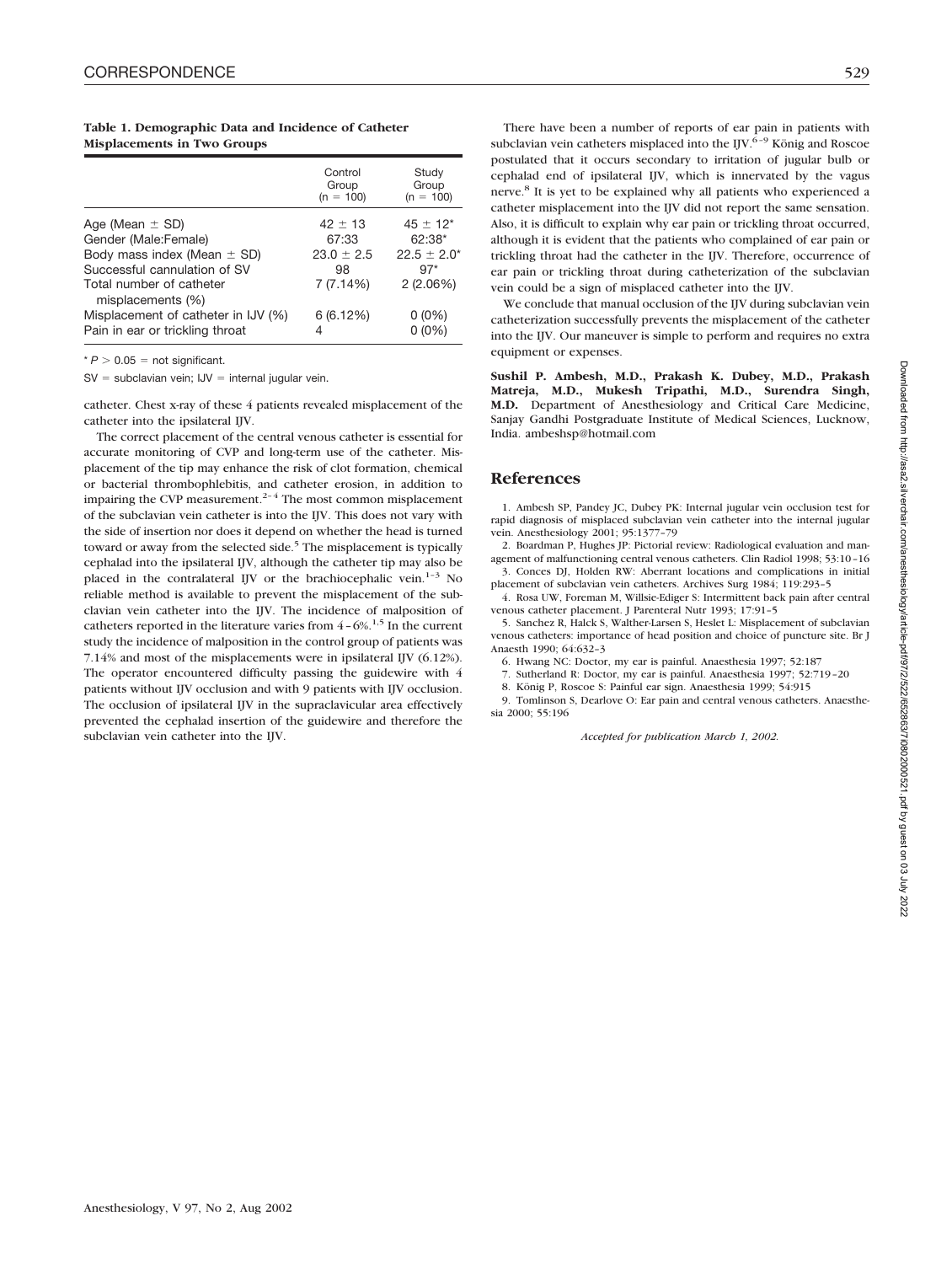**Table 1. Demographic Data and Incidence of Catheter Misplacements in Two Groups**

| | Control Group (n = 100) | Study Group (n = 100) |
|---|---|---|
| Age (Mean ± SD) | 42 ± 13 | 45 ± 12* |
| Gender (Male:Female) | 67:33 | 62:38* |
| Body mass index (Mean ± SD) | 23.0 ± 2.5 | 22.5 ± 2.0* |
| Successful cannulation of SV | 98 | 97* |
| Total number of catheter misplacements (%) | 7 (7.14%) | 2 (2.06%) |
| Misplacement of catheter in IJV (%) | 6 (6.12%) | 0 (0%) |
| Pain in ear or trickling throat | 4 | 0 (0%) |

* $P > 0.05$ = not significant.

SV = subclavian vein; IJV = internal jugular vein.

catheter. Chest x-ray of these 4 patients revealed misplacement of the catheter into the ipsilateral IJV.

The correct placement of the central venous catheter is essential for accurate monitoring of CVP and long-term use of the catheter. Misplacement of the tip may enhance the risk of clot formation, chemical or bacterial thrombophlebitis, and catheter erosion, in addition to impairing the CVP measurement.[2–4] The most common misplacement of the subclavian vein catheter is into the IJV. This does not vary with the side of insertion nor does it depend on whether the head is turned toward or away from the selected side.[5] The misplacement is typically cephalad into the ipsilateral IJV, although the catheter tip may also be placed in the contralateral IJV or the brachiocephalic vein.[1–3] No reliable method is available to prevent the misplacement of the subclavian vein catheter into the IJV. The incidence of malposition of catheters reported in the literature varies from 4–6%.[1,5] In the current study the incidence of malposition in the control group of patients was 7.14% and most of the misplacements were in ipsilateral IJV (6.12%). The operator encountered difficulty passing the guidewire with 4 patients without IJV occlusion and with 9 patients with IJV occlusion. The occlusion of ipsilateral IJV in the supraclavicular area effectively prevented the cephalad insertion of the guidewire and therefore the subclavian vein catheter into the IJV.

There have been a number of reports of ear pain in patients with subclavian vein catheters misplaced into the IJV.[6–9] König and Roscoe postulated that it occurs secondary to irritation of jugular bulb or cephalad end of ipsilateral IJV, which is innervated by the vagus nerve.[8] It is yet to be explained why all patients who experienced a catheter misplacement into the IJV did not report the same sensation. Also, it is difficult to explain why ear pain or trickling throat occurred, although it is evident that the patients who complained of ear pain or trickling throat had the catheter in the IJV. Therefore, occurrence of ear pain or trickling throat during catheterization of the subclavian vein could be a sign of misplaced catheter into the IJV.

We conclude that manual occlusion of the IJV during subclavian vein catheterization successfully prevents the misplacement of the catheter into the IJV. Our maneuver is simple to perform and requires no extra equipment or expenses.

**Sushil P. Ambesh, M.D., Prakash K. Dubey, M.D., Prakash Matreja, M.D., Mukesh Tripathi, M.D., Surendra Singh, M.D.** Department of Anesthesiology and Critical Care Medicine, Sanjay Gandhi Postgraduate Institute of Medical Sciences, Lucknow, India. ambeshsp@hotmail.com

## References

1. Ambesh SP, Pandey JC, Dubey PK: Internal jugular vein occlusion test for rapid diagnosis of misplaced subclavian vein catheter into the internal jugular vein. Anesthesiology 2001; 95:1377–79
2. Boardman P, Hughes JP: Pictorial review: Radiological evaluation and management of malfunctioning central venous catheters. Clin Radiol 1998; 53:10–16
3. Conces DJ, Holden RW: Aberrant locations and complications in initial placement of subclavian vein catheters. Archives Surg 1984; 119:293–5
4. Rosa UW, Foreman M, Willsie-Ediger S: Intermittent back pain after central venous catheter placement. J Parenteral Nutr 1993; 17:91–5
5. Sanchez R, Halck S, Walther-Larsen S, Heslet L: Misplacement of subclavian venous catheters: importance of head position and choice of puncture site. Br J Anaesth 1990; 64:632–3
6. Hwang NC: Doctor, my ear is painful. Anaesthesia 1997; 52:187
7. Sutherland R: Doctor, my ear is painful. Anaesthesia 1997; 52:719–20
8. König P, Roscoe S: Painful ear sign. Anaesthesia 1999; 54:915
9. Tomlinson S, Dearlove O: Ear pain and central venous catheters. Anaesthesia 2000; 55:196

*Accepted for publication March 1, 2002.*